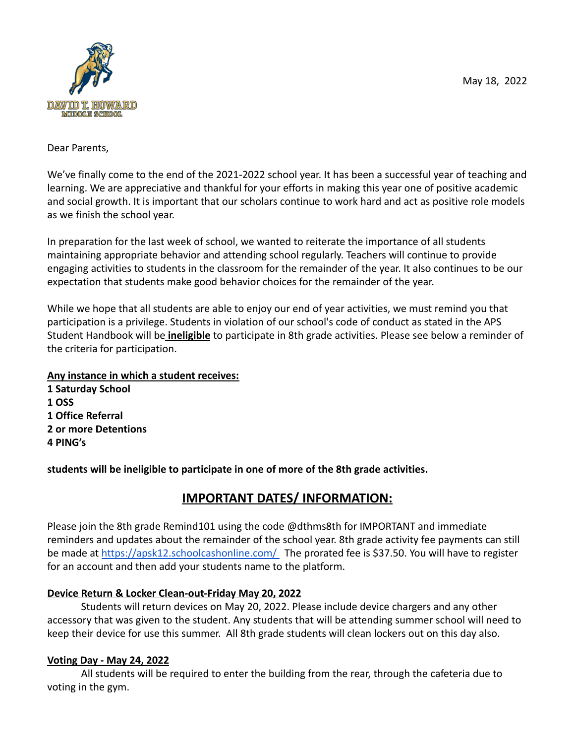DAVID T. HOWARD
MIDDLE SCHOOL

May 18, 2022

Dear Parents,

We've finally come to the end of the 2021-2022 school year. It has been a successful year of teaching and learning. We are appreciative and thankful for your efforts in making this year one of positive academic and social growth. It is important that our scholars continue to work hard and act as positive role models as we finish the school year.

In preparation for the last week of school, we wanted to reiterate the importance of all students maintaining appropriate behavior and attending school regularly. Teachers will continue to provide engaging activities to students in the classroom for the remainder of the year. It also continues to be our expectation that students make good behavior choices for the remainder of the year.

While we hope that all students are able to enjoy our end of year activities, we must remind you that participation is a privilege. Students in violation of our school's code of conduct as stated in the APS Student Handbook will be **ineligible** to participate in 8th grade activities. Please see below a reminder of the criteria for participation.

**Any instance in which a student receives:**
**1 Saturday School**
**1 OSS**
**1 Office Referral**
**2 or more Detentions**
**4 PING's**

**students will be ineligible to participate in one of more of the 8th grade activities.**

## IMPORTANT DATES/ INFORMATION:

Please join the 8th grade Remind101 using the code @dthms8th for IMPORTANT and immediate reminders and updates about the remainder of the school year. 8th grade activity fee payments can still be made at https://apsk12.schoolcashonline.com/ The prorated fee is $37.50. You will have to register for an account and then add your students name to the platform.

**Device Return & Locker Clean-out-Friday May 20, 2022**

Students will return devices on May 20, 2022. Please include device chargers and any other accessory that was given to the student. Any students that will be attending summer school will need to keep their device for use this summer. All 8th grade students will clean lockers out on this day also.

**Voting Day - May 24, 2022**

All students will be required to enter the building from the rear, through the cafeteria due to voting in the gym.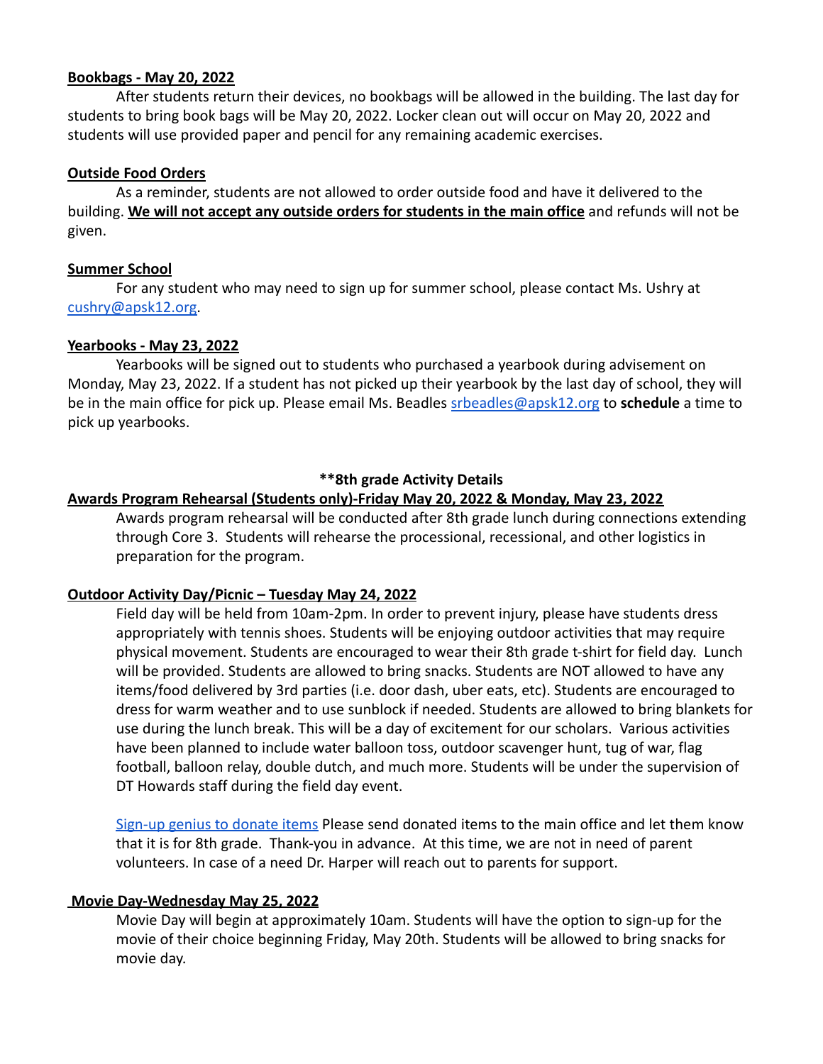**Bookbags - May 20, 2022**

After students return their devices, no bookbags will be allowed in the building. The last day for students to bring book bags will be May 20, 2022. Locker clean out will occur on May 20, 2022 and students will use provided paper and pencil for any remaining academic exercises.

**Outside Food Orders**

As a reminder, students are not allowed to order outside food and have it delivered to the building. **We will not accept any outside orders for students in the main office** and refunds will not be given.

**Summer School**

For any student who may need to sign up for summer school, please contact Ms. Ushry at [cushry@apsk12.org](mailto:cushry@apsk12.org).

**Yearbooks - May 23, 2022**

Yearbooks will be signed out to students who purchased a yearbook during advisement on Monday, May 23, 2022. If a student has not picked up their yearbook by the last day of school, they will be in the main office for pick up. Please email Ms. Beadles [srbeadles@apsk12.org](mailto:srbeadles@apsk12.org) to **schedule** a time to pick up yearbooks.

**\*\*8th grade Activity Details**

**Awards Program Rehearsal (Students only)-Friday May 20, 2022 & Monday, May 23, 2022**

Awards program rehearsal will be conducted after 8th grade lunch during connections extending through Core 3. Students will rehearse the processional, recessional, and other logistics in preparation for the program.

**Outdoor Activity Day/Picnic – Tuesday May 24, 2022**

Field day will be held from 10am-2pm. In order to prevent injury, please have students dress appropriately with tennis shoes. Students will be enjoying outdoor activities that may require physical movement. Students are encouraged to wear their 8th grade t-shirt for field day. Lunch will be provided. Students are allowed to bring snacks. Students are NOT allowed to have any items/food delivered by 3rd parties (i.e. door dash, uber eats, etc). Students are encouraged to dress for warm weather and to use sunblock if needed. Students are allowed to bring blankets for use during the lunch break. This will be a day of excitement for our scholars. Various activities have been planned to include water balloon toss, outdoor scavenger hunt, tug of war, flag football, balloon relay, double dutch, and much more. Students will be under the supervision of DT Howards staff during the field day event.

Sign-up genius to donate items Please send donated items to the main office and let them know that it is for 8th grade. Thank-you in advance. At this time, we are not in need of parent volunteers. In case of a need Dr. Harper will reach out to parents for support.

**Movie Day-Wednesday May 25, 2022**

Movie Day will begin at approximately 10am. Students will have the option to sign-up for the movie of their choice beginning Friday, May 20th. Students will be allowed to bring snacks for movie day.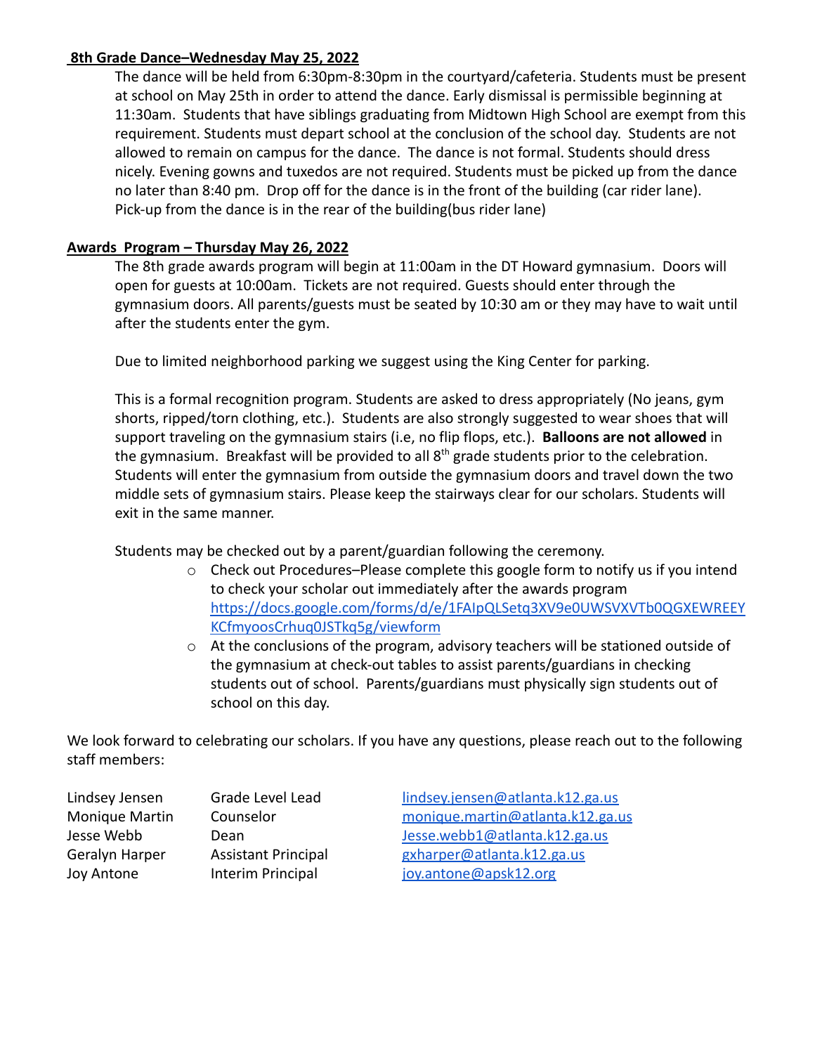**8th Grade Dance–Wednesday May 25, 2022**

The dance will be held from 6:30pm-8:30pm in the courtyard/cafeteria. Students must be present at school on May 25th in order to attend the dance. Early dismissal is permissible beginning at 11:30am. Students that have siblings graduating from Midtown High School are exempt from this requirement. Students must depart school at the conclusion of the school day. Students are not allowed to remain on campus for the dance. The dance is not formal. Students should dress nicely. Evening gowns and tuxedos are not required. Students must be picked up from the dance no later than 8:40 pm. Drop off for the dance is in the front of the building (car rider lane). Pick-up from the dance is in the rear of the building(bus rider lane)

**Awards Program – Thursday May 26, 2022**

The 8th grade awards program will begin at 11:00am in the DT Howard gymnasium. Doors will open for guests at 10:00am. Tickets are not required. Guests should enter through the gymnasium doors. All parents/guests must be seated by 10:30 am or they may have to wait until after the students enter the gym.

Due to limited neighborhood parking we suggest using the King Center for parking.

This is a formal recognition program. Students are asked to dress appropriately (No jeans, gym shorts, ripped/torn clothing, etc.). Students are also strongly suggested to wear shoes that will support traveling on the gymnasium stairs (i.e, no flip flops, etc.). **Balloons are not allowed** in the gymnasium. Breakfast will be provided to all 8th grade students prior to the celebration. Students will enter the gymnasium from outside the gymnasium doors and travel down the two middle sets of gymnasium stairs. Please keep the stairways clear for our scholars. Students will exit in the same manner.

Students may be checked out by a parent/guardian following the ceremony.

- Check out Procedures–Please complete this google form to notify us if you intend to check your scholar out immediately after the awards program https://docs.google.com/forms/d/e/1FAIpQLSetq3XV9e0UWSVXVTb0QGXEWREEYKCfmyoosCrhuq0JSTkq5g/viewform
- At the conclusions of the program, advisory teachers will be stationed outside of the gymnasium at check-out tables to assist parents/guardians in checking students out of school. Parents/guardians must physically sign students out of school on this day.

We look forward to celebrating our scholars. If you have any questions, please reach out to the following staff members:

| | | |
|---|---|---|
| Lindsey Jensen | Grade Level Lead | lindsey.jensen@atlanta.k12.ga.us |
| Monique Martin | Counselor | monique.martin@atlanta.k12.ga.us |
| Jesse Webb | Dean | Jesse.webb1@atlanta.k12.ga.us |
| Geralyn Harper | Assistant Principal | gxharper@atlanta.k12.ga.us |
| Joy Antone | Interim Principal | joy.antone@apsk12.org |